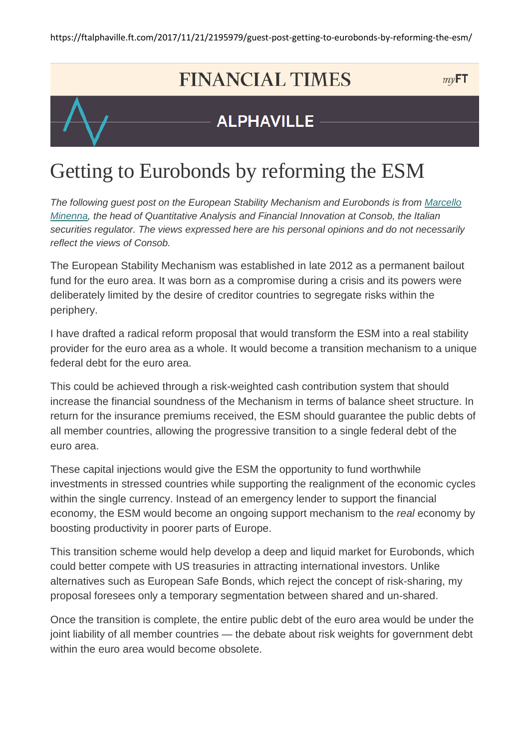https://ftalphaville.ft.com/2017/11/21/2195979/guest-post-getting-to-eurobonds-by-reforming-the-esm/

FINANCIAL TIMES

ALPHAVILLE

# Getting to Eurobonds by reforming the ESM

*The following guest post on the European Stability Mechanism and Eurobonds is from [Marcello Minenna](), the head of Quantitative Analysis and Financial Innovation at Consob, the Italian securities regulator. The views expressed here are his personal opinions and do not necessarily reflect the views of Consob.*

The European Stability Mechanism was established in late 2012 as a permanent bailout fund for the euro area. It was born as a compromise during a crisis and its powers were deliberately limited by the desire of creditor countries to segregate risks within the periphery.

I have drafted a radical reform proposal that would transform the ESM into a real stability provider for the euro area as a whole. It would become a transition mechanism to a unique federal debt for the euro area.

This could be achieved through a risk-weighted cash contribution system that should increase the financial soundness of the Mechanism in terms of balance sheet structure. In return for the insurance premiums received, the ESM should guarantee the public debts of all member countries, allowing the progressive transition to a single federal debt of the euro area.

These capital injections would give the ESM the opportunity to fund worthwhile investments in stressed countries while supporting the realignment of the economic cycles within the single currency. Instead of an emergency lender to support the financial economy, the ESM would become an ongoing support mechanism to the *real* economy by boosting productivity in poorer parts of Europe.

This transition scheme would help develop a deep and liquid market for Eurobonds, which could better compete with US treasuries in attracting international investors. Unlike alternatives such as European Safe Bonds, which reject the concept of risk-sharing, my proposal foresees only a temporary segmentation between shared and un-shared.

Once the transition is complete, the entire public debt of the euro area would be under the joint liability of all member countries — the debate about risk weights for government debt within the euro area would become obsolete.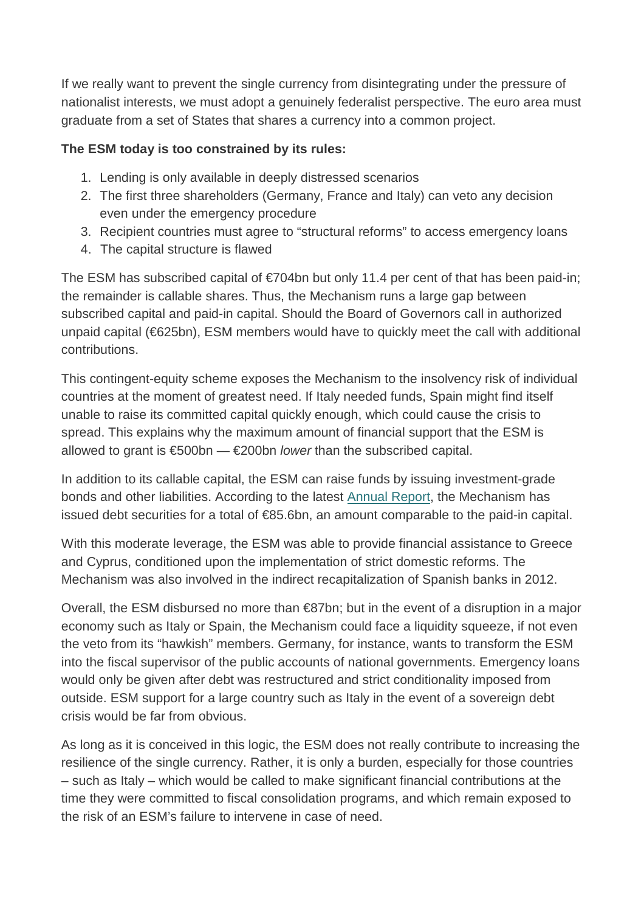If we really want to prevent the single currency from disintegrating under the pressure of nationalist interests, we must adopt a genuinely federalist perspective. The euro area must graduate from a set of States that shares a currency into a common project.

**The ESM today is too constrained by its rules:**

1. Lending is only available in deeply distressed scenarios
2. The first three shareholders (Germany, France and Italy) can veto any decision even under the emergency procedure
3. Recipient countries must agree to "structural reforms" to access emergency loans
4. The capital structure is flawed

The ESM has subscribed capital of €704bn but only 11.4 per cent of that has been paid-in; the remainder is callable shares. Thus, the Mechanism runs a large gap between subscribed capital and paid-in capital. Should the Board of Governors call in authorized unpaid capital (€625bn), ESM members would have to quickly meet the call with additional contributions.

This contingent-equity scheme exposes the Mechanism to the insolvency risk of individual countries at the moment of greatest need. If Italy needed funds, Spain might find itself unable to raise its committed capital quickly enough, which could cause the crisis to spread. This explains why the maximum amount of financial support that the ESM is allowed to grant is €500bn — €200bn *lower* than the subscribed capital.

In addition to its callable capital, the ESM can raise funds by issuing investment-grade bonds and other liabilities. According to the latest [Annual Report](), the Mechanism has issued debt securities for a total of €85.6bn, an amount comparable to the paid-in capital.

With this moderate leverage, the ESM was able to provide financial assistance to Greece and Cyprus, conditioned upon the implementation of strict domestic reforms. The Mechanism was also involved in the indirect recapitalization of Spanish banks in 2012.

Overall, the ESM disbursed no more than €87bn; but in the event of a disruption in a major economy such as Italy or Spain, the Mechanism could face a liquidity squeeze, if not even the veto from its "hawkish" members. Germany, for instance, wants to transform the ESM into the fiscal supervisor of the public accounts of national governments. Emergency loans would only be given after debt was restructured and strict conditionality imposed from outside. ESM support for a large country such as Italy in the event of a sovereign debt crisis would be far from obvious.

As long as it is conceived in this logic, the ESM does not really contribute to increasing the resilience of the single currency. Rather, it is only a burden, especially for those countries – such as Italy – which would be called to make significant financial contributions at the time they were committed to fiscal consolidation programs, and which remain exposed to the risk of an ESM's failure to intervene in case of need.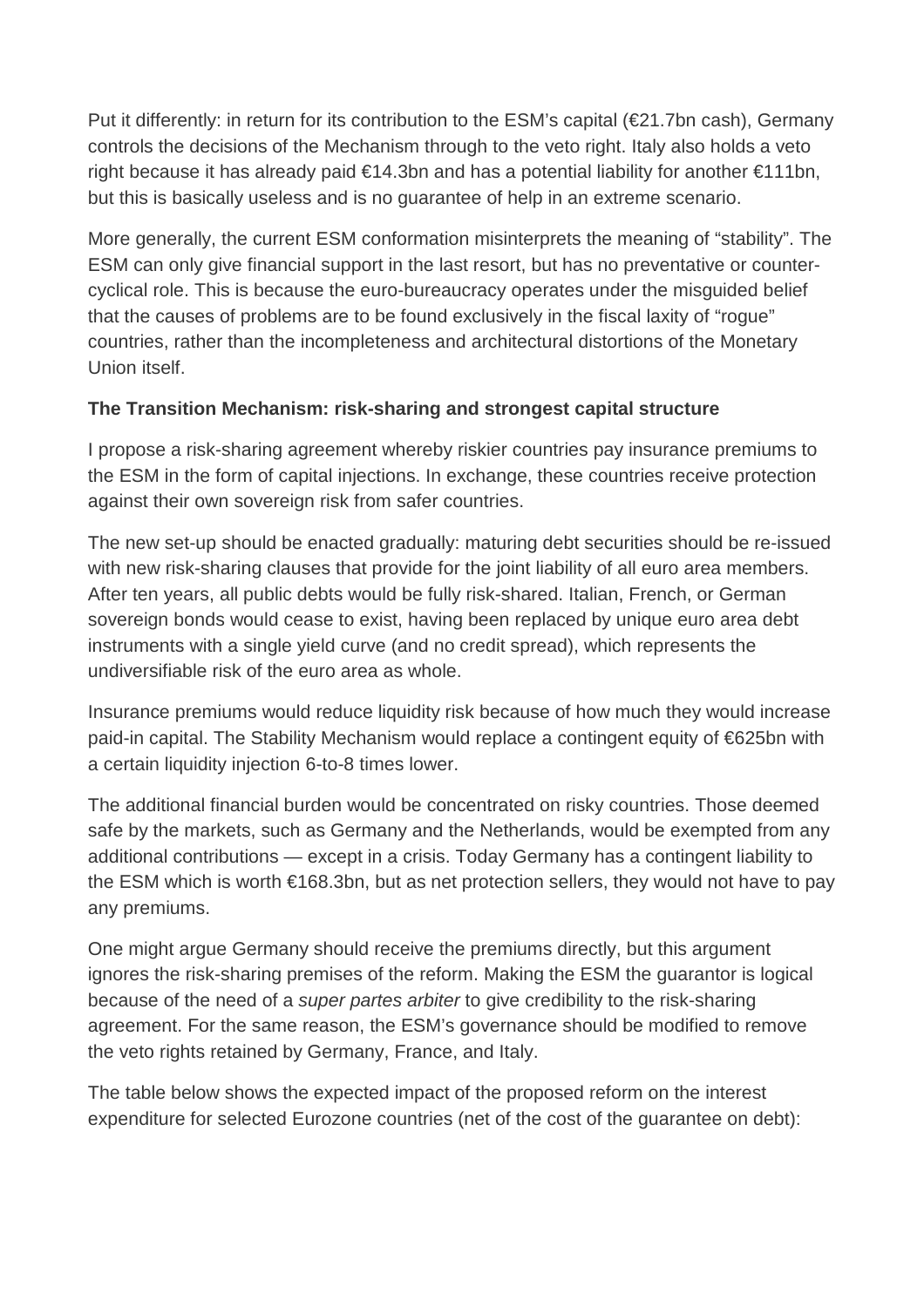Put it differently: in return for its contribution to the ESM's capital (€21.7bn cash), Germany controls the decisions of the Mechanism through to the veto right. Italy also holds a veto right because it has already paid €14.3bn and has a potential liability for another €111bn, but this is basically useless and is no guarantee of help in an extreme scenario.

More generally, the current ESM conformation misinterprets the meaning of "stability". The ESM can only give financial support in the last resort, but has no preventative or counter-cyclical role. This is because the euro-bureaucracy operates under the misguided belief that the causes of problems are to be found exclusively in the fiscal laxity of "rogue" countries, rather than the incompleteness and architectural distortions of the Monetary Union itself.

**The Transition Mechanism: risk-sharing and strongest capital structure**

I propose a risk-sharing agreement whereby riskier countries pay insurance premiums to the ESM in the form of capital injections. In exchange, these countries receive protection against their own sovereign risk from safer countries.

The new set-up should be enacted gradually: maturing debt securities should be re-issued with new risk-sharing clauses that provide for the joint liability of all euro area members. After ten years, all public debts would be fully risk-shared. Italian, French, or German sovereign bonds would cease to exist, having been replaced by unique euro area debt instruments with a single yield curve (and no credit spread), which represents the undiversifiable risk of the euro area as whole.

Insurance premiums would reduce liquidity risk because of how much they would increase paid-in capital. The Stability Mechanism would replace a contingent equity of €625bn with a certain liquidity injection 6-to-8 times lower.

The additional financial burden would be concentrated on risky countries. Those deemed safe by the markets, such as Germany and the Netherlands, would be exempted from any additional contributions — except in a crisis. Today Germany has a contingent liability to the ESM which is worth €168.3bn, but as net protection sellers, they would not have to pay any premiums.

One might argue Germany should receive the premiums directly, but this argument ignores the risk-sharing premises of the reform. Making the ESM the guarantor is logical because of the need of a *super partes arbiter* to give credibility to the risk-sharing agreement. For the same reason, the ESM's governance should be modified to remove the veto rights retained by Germany, France, and Italy.

The table below shows the expected impact of the proposed reform on the interest expenditure for selected Eurozone countries (net of the cost of the guarantee on debt):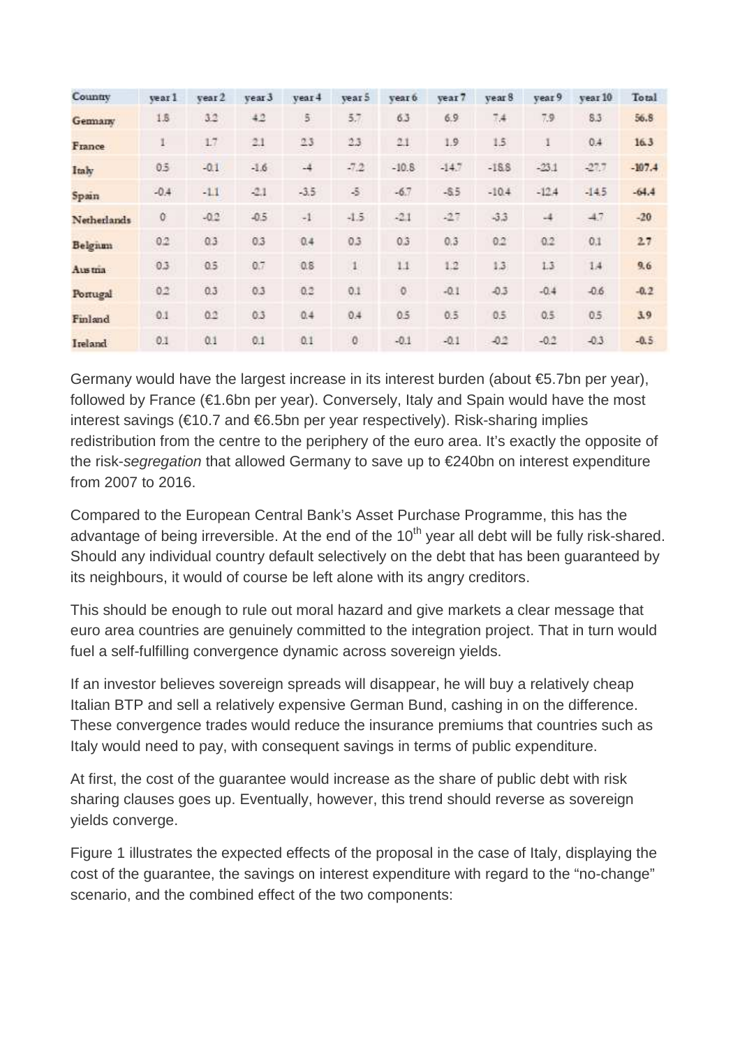| Country | year 1 | year 2 | year 3 | year 4 | year 5 | year 6 | year 7 | year 8 | year 9 | year 10 | Total |
|---|---|---|---|---|---|---|---|---|---|---|---|
| Germany | 1.8 | 3.2 | 4.2 | 5 | 5.7 | 6.3 | 6.9 | 7.4 | 7.9 | 8.3 | 56.8 |
| France | 1 | 1.7 | 2.1 | 2.3 | 2.3 | 2.1 | 1.9 | 1.5 | 1 | 0.4 | 16.3 |
| Italy | 0.5 | -0.1 | -1.6 | -4 | -7.2 | -10.8 | -14.7 | -18.8 | -23.1 | -27.7 | -107.4 |
| Spain | -0.4 | -1.1 | -2.1 | -3.5 | -5 | -6.7 | -8.5 | -10.4 | -12.4 | -14.5 | -64.4 |
| Netherlands | 0 | -0.2 | -0.5 | -1 | -1.5 | -2.1 | -2.7 | -3.3 | -4 | -4.7 | -20 |
| Belgium | 0.2 | 0.3 | 0.3 | 0.4 | 0.3 | 0.3 | 0.3 | 0.2 | 0.2 | 0.1 | 2.7 |
| Austria | 0.3 | 0.5 | 0.7 | 0.8 | 1 | 1.1 | 1.2 | 1.3 | 1.3 | 1.4 | 9.6 |
| Portugal | 0.2 | 0.3 | 0.3 | 0.2 | 0.1 | 0 | -0.1 | -0.3 | -0.4 | -0.6 | -0.2 |
| Finland | 0.1 | 0.2 | 0.3 | 0.4 | 0.4 | 0.5 | 0.5 | 0.5 | 0.5 | 0.5 | 3.9 |
| Ireland | 0.1 | 0.1 | 0.1 | 0.1 | 0 | -0.1 | -0.1 | -0.2 | -0.2 | -0.3 | -0.5 |

Germany would have the largest increase in its interest burden (about €5.7bn per year), followed by France (€1.6bn per year). Conversely, Italy and Spain would have the most interest savings (€10.7 and €6.5bn per year respectively). Risk-sharing implies redistribution from the centre to the periphery of the euro area. It's exactly the opposite of the risk-*segregation* that allowed Germany to save up to €240bn on interest expenditure from 2007 to 2016.

Compared to the European Central Bank's Asset Purchase Programme, this has the advantage of being irreversible. At the end of the 10th year all debt will be fully risk-shared. Should any individual country default selectively on the debt that has been guaranteed by its neighbours, it would of course be left alone with its angry creditors.

This should be enough to rule out moral hazard and give markets a clear message that euro area countries are genuinely committed to the integration project. That in turn would fuel a self-fulfilling convergence dynamic across sovereign yields.

If an investor believes sovereign spreads will disappear, he will buy a relatively cheap Italian BTP and sell a relatively expensive German Bund, cashing in on the difference. These convergence trades would reduce the insurance premiums that countries such as Italy would need to pay, with consequent savings in terms of public expenditure.

At first, the cost of the guarantee would increase as the share of public debt with risk sharing clauses goes up. Eventually, however, this trend should reverse as sovereign yields converge.

Figure 1 illustrates the expected effects of the proposal in the case of Italy, displaying the cost of the guarantee, the savings on interest expenditure with regard to the "no-change" scenario, and the combined effect of the two components: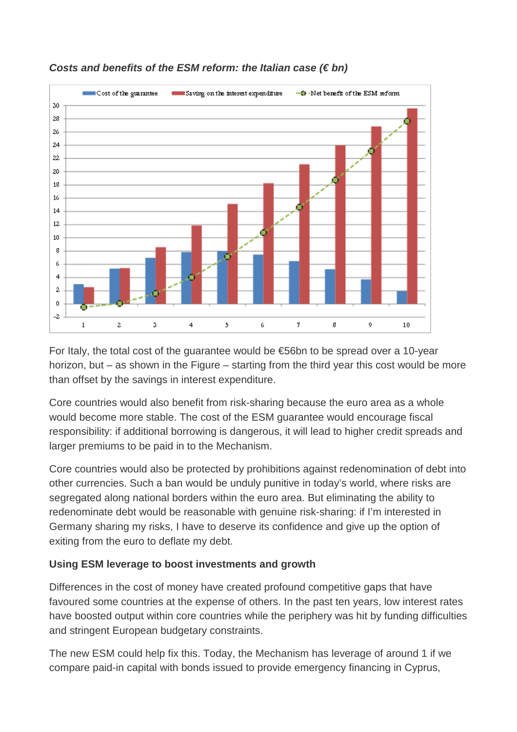***Costs and benefits of the ESM reform: the Italian case (€ bn)***

For Italy, the total cost of the guarantee would be €56bn to be spread over a 10-year horizon, but – as shown in the Figure – starting from the third year this cost would be more than offset by the savings in interest expenditure.

Core countries would also benefit from risk-sharing because the euro area as a whole would become more stable. The cost of the ESM guarantee would encourage fiscal responsibility: if additional borrowing is dangerous, it will lead to higher credit spreads and larger premiums to be paid in to the Mechanism.

Core countries would also be protected by prohibitions against redenomination of debt into other currencies. Such a ban would be unduly punitive in today's world, where risks are segregated along national borders within the euro area. But eliminating the ability to redenominate debt would be reasonable with genuine risk-sharing: if I'm interested in Germany sharing my risks, I have to deserve its confidence and give up the option of exiting from the euro to deflate my debt.

**Using ESM leverage to boost investments and growth**

Differences in the cost of money have created profound competitive gaps that have favoured some countries at the expense of others. In the past ten years, low interest rates have boosted output within core countries while the periphery was hit by funding difficulties and stringent European budgetary constraints.

The new ESM could help fix this. Today, the Mechanism has leverage of around 1 if we compare paid-in capital with bonds issued to provide emergency financing in Cyprus,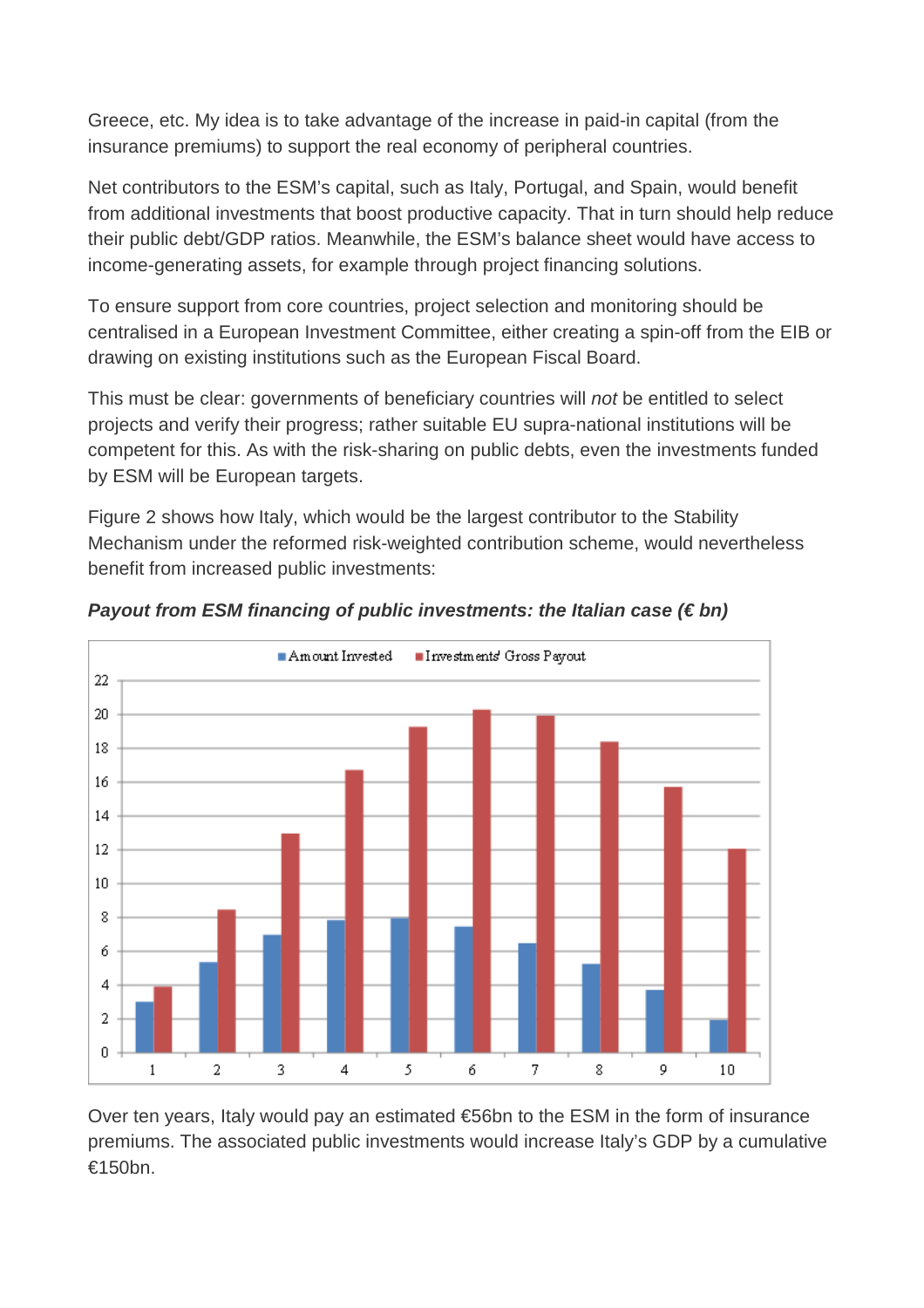Greece, etc. My idea is to take advantage of the increase in paid-in capital (from the insurance premiums) to support the real economy of peripheral countries.

Net contributors to the ESM's capital, such as Italy, Portugal, and Spain, would benefit from additional investments that boost productive capacity. That in turn should help reduce their public debt/GDP ratios. Meanwhile, the ESM's balance sheet would have access to income-generating assets, for example through project financing solutions.

To ensure support from core countries, project selection and monitoring should be centralised in a European Investment Committee, either creating a spin-off from the EIB or drawing on existing institutions such as the European Fiscal Board.

This must be clear: governments of beneficiary countries will *not* be entitled to select projects and verify their progress; rather suitable EU supra-national institutions will be competent for this. As with the risk-sharing on public debts, even the investments funded by ESM will be European targets.

Figure 2 shows how Italy, which would be the largest contributor to the Stability Mechanism under the reformed risk-weighted contribution scheme, would nevertheless benefit from increased public investments:

***Payout from ESM financing of public investments: the Italian case (€ bn)***

Over ten years, Italy would pay an estimated €56bn to the ESM in the form of insurance premiums. The associated public investments would increase Italy's GDP by a cumulative €150bn.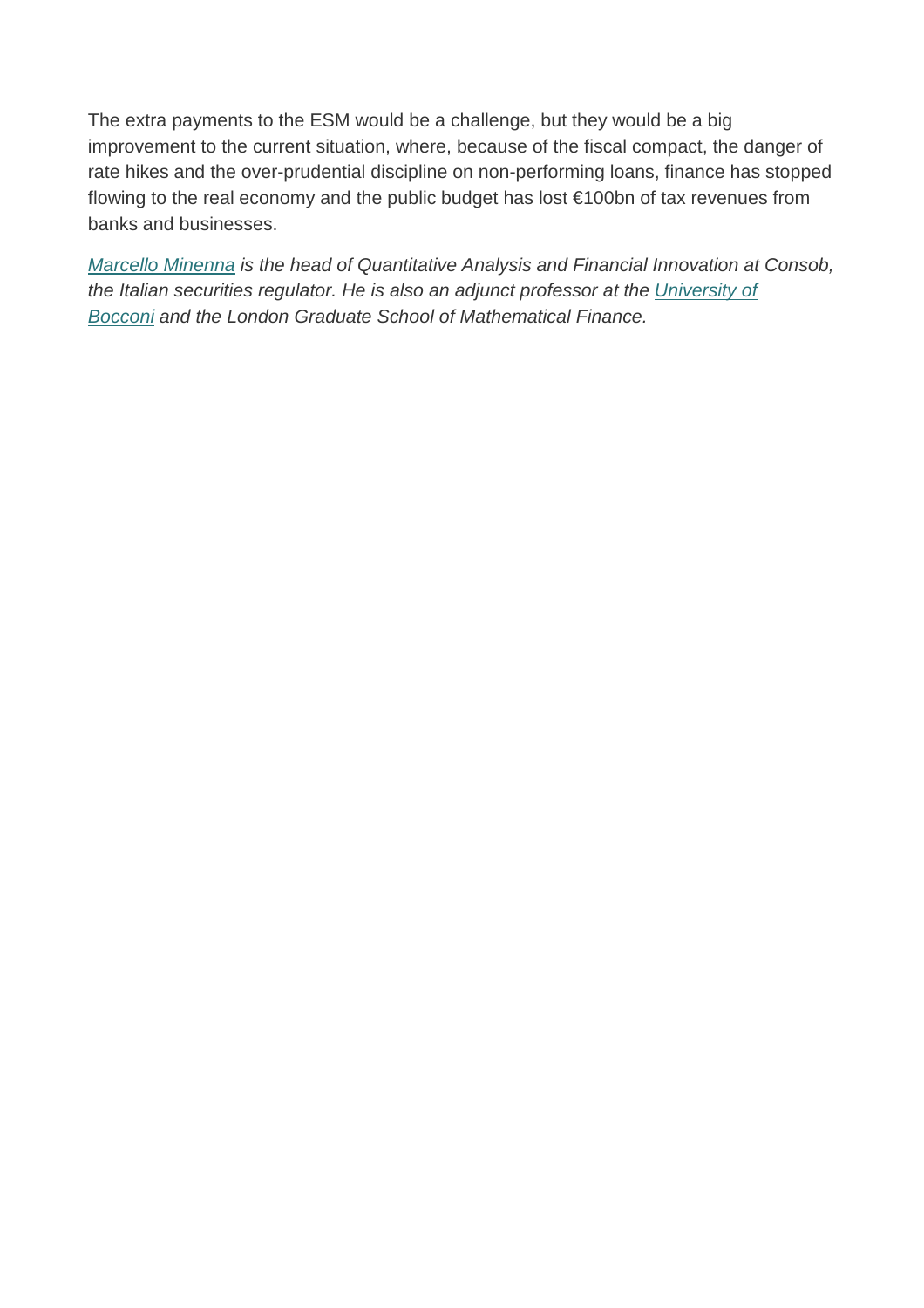The extra payments to the ESM would be a challenge, but they would be a big improvement to the current situation, where, because of the fiscal compact, the danger of rate hikes and the over-prudential discipline on non-performing loans, finance has stopped flowing to the real economy and the public budget has lost €100bn of tax revenues from banks and businesses.

*Marcello Minenna is the head of Quantitative Analysis and Financial Innovation at Consob, the Italian securities regulator. He is also an adjunct professor at the University of Bocconi and the London Graduate School of Mathematical Finance.*